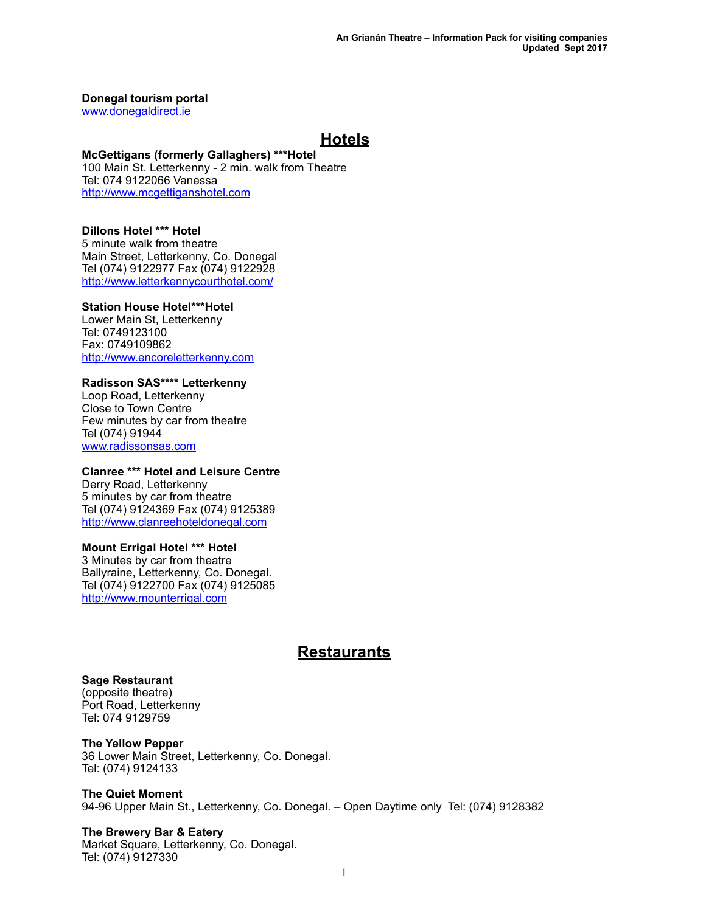**Donegal tourism portal**
www.donegaldirect.ie

## Hotels

**McGettigans (formerly Gallaghers) ***Hotel**
100 Main St. Letterkenny - 2 min. walk from Theatre
Tel: 074 9122066 Vanessa
http://www.mcgettiganshotel.com

**Dillons Hotel *** Hotel**
5 minute walk from theatre
Main Street, Letterkenny, Co. Donegal
Tel (074) 9122977 Fax (074) 9122928
http://www.letterkennycourthotel.com/

**Station House Hotel***Hotel**
Lower Main St, Letterkenny
Tel: 0749123100
Fax: 0749109862
http://www.encoreletterkenny.com

**Radisson SAS**** Letterkenny**
Loop Road, Letterkenny
Close to Town Centre
Few minutes by car from theatre
Tel (074) 91944
www.radissonsas.com

**Clanree *** Hotel and Leisure Centre**
Derry Road, Letterkenny
5 minutes by car from theatre
Tel (074) 9124369 Fax (074) 9125389
http://www.clanreehoteldonegal.com

**Mount Errigal Hotel *** Hotel**
3 Minutes by car from theatre
Ballyraine, Letterkenny, Co. Donegal.
Tel (074) 9122700 Fax (074) 9125085
http://www.mounterrigal.com

## Restaurants

**Sage Restaurant**
(opposite theatre)
Port Road, Letterkenny
Tel: 074 9129759

**The Yellow Pepper**
36 Lower Main Street, Letterkenny, Co. Donegal.
Tel: (074) 9124133

**The Quiet Moment**
94-96 Upper Main St., Letterkenny, Co. Donegal. – Open Daytime only Tel: (074) 9128382

**The Brewery Bar & Eatery**
Market Square, Letterkenny, Co. Donegal.
Tel: (074) 9127330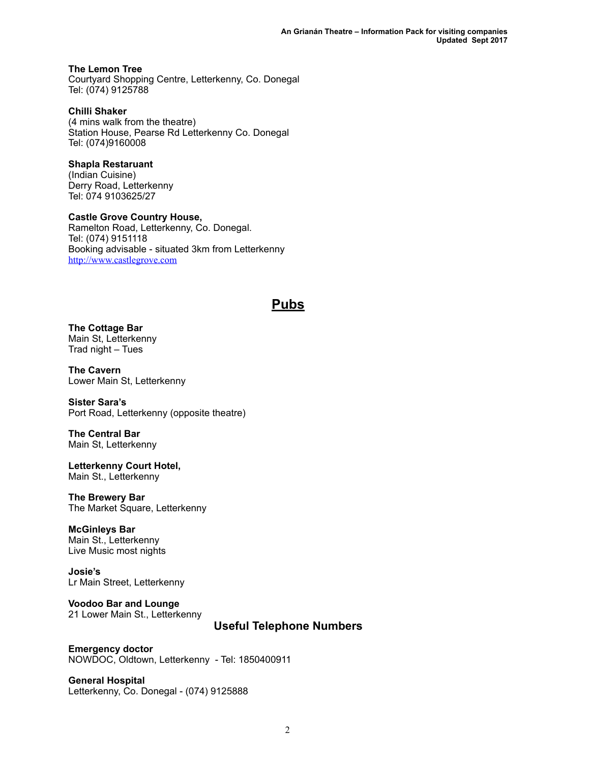**The Lemon Tree**
Courtyard Shopping Centre, Letterkenny, Co. Donegal
Tel: (074) 9125788

**Chilli Shaker**
(4 mins walk from the theatre)
Station House, Pearse Rd Letterkenny Co. Donegal
Tel: (074)9160008

**Shapla Restaruant**
(Indian Cuisine)
Derry Road, Letterkenny
Tel: 074 9103625/27

**Castle Grove Country House,**
Ramelton Road, Letterkenny, Co. Donegal.
Tel: (074) 9151118
Booking advisable - situated 3km from Letterkenny
http://www.castlegrove.com

## Pubs

**The Cottage Bar**
Main St, Letterkenny
Trad night – Tues

**The Cavern**
Lower Main St, Letterkenny

**Sister Sara's**
Port Road, Letterkenny (opposite theatre)

**The Central Bar**
Main St, Letterkenny

**Letterkenny Court Hotel,**
Main St., Letterkenny

**The Brewery Bar**
The Market Square, Letterkenny

**McGinleys Bar**
Main St., Letterkenny
Live Music most nights

**Josie's**
Lr Main Street, Letterkenny

**Voodoo Bar and Lounge**
21 Lower Main St., Letterkenny

## Useful Telephone Numbers

**Emergency doctor**
NOWDOC, Oldtown, Letterkenny - Tel: 1850400911

**General Hospital**
Letterkenny, Co. Donegal - (074) 9125888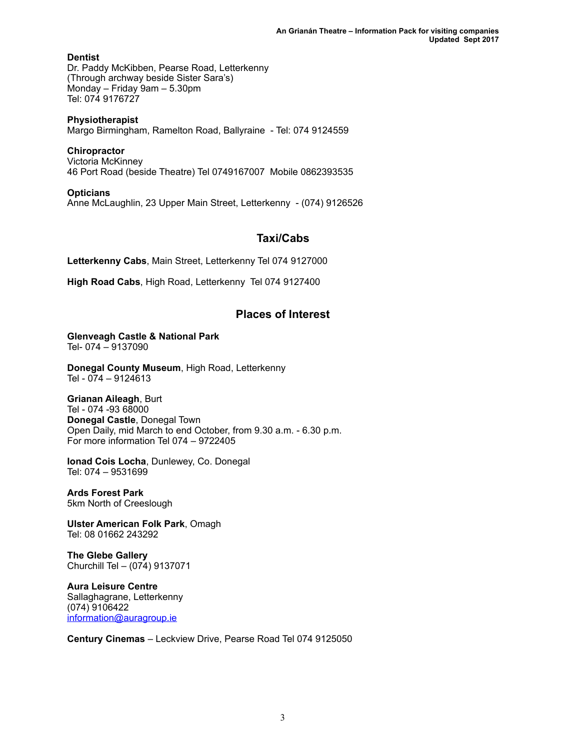**Dentist**
Dr. Paddy McKibben, Pearse Road, Letterkenny
(Through archway beside Sister Sara's)
Monday – Friday 9am – 5.30pm
Tel: 074 9176727

**Physiotherapist**
Margo Birmingham, Ramelton Road, Ballyraine - Tel: 074 9124559

**Chiropractor**
Victoria McKinney
46 Port Road (beside Theatre) Tel 0749167007 Mobile 0862393535

**Opticians**
Anne McLaughlin, 23 Upper Main Street, Letterkenny - (074) 9126526

## Taxi/Cabs

**Letterkenny Cabs**, Main Street, Letterkenny Tel 074 9127000

**High Road Cabs**, High Road, Letterkenny Tel 074 9127400

## Places of Interest

**Glenveagh Castle & National Park**
Tel- 074 – 9137090

**Donegal County Museum**, High Road, Letterkenny
Tel - 074 – 9124613

**Grianan Aileagh**, Burt
Tel - 074 -93 68000
**Donegal Castle**, Donegal Town
Open Daily, mid March to end October, from 9.30 a.m. - 6.30 p.m.
For more information Tel 074 – 9722405

**Ionad Cois Locha**, Dunlewey, Co. Donegal
Tel: 074 – 9531699

**Ards Forest Park**
5km North of Creeslough

**Ulster American Folk Park**, Omagh
Tel: 08 01662 243292

**The Glebe Gallery**
Churchill Tel – (074) 9137071

**Aura Leisure Centre**
Sallaghagrane, Letterkenny
(074) 9106422
information@auragroup.ie

**Century Cinemas** – Leckview Drive, Pearse Road Tel 074 9125050